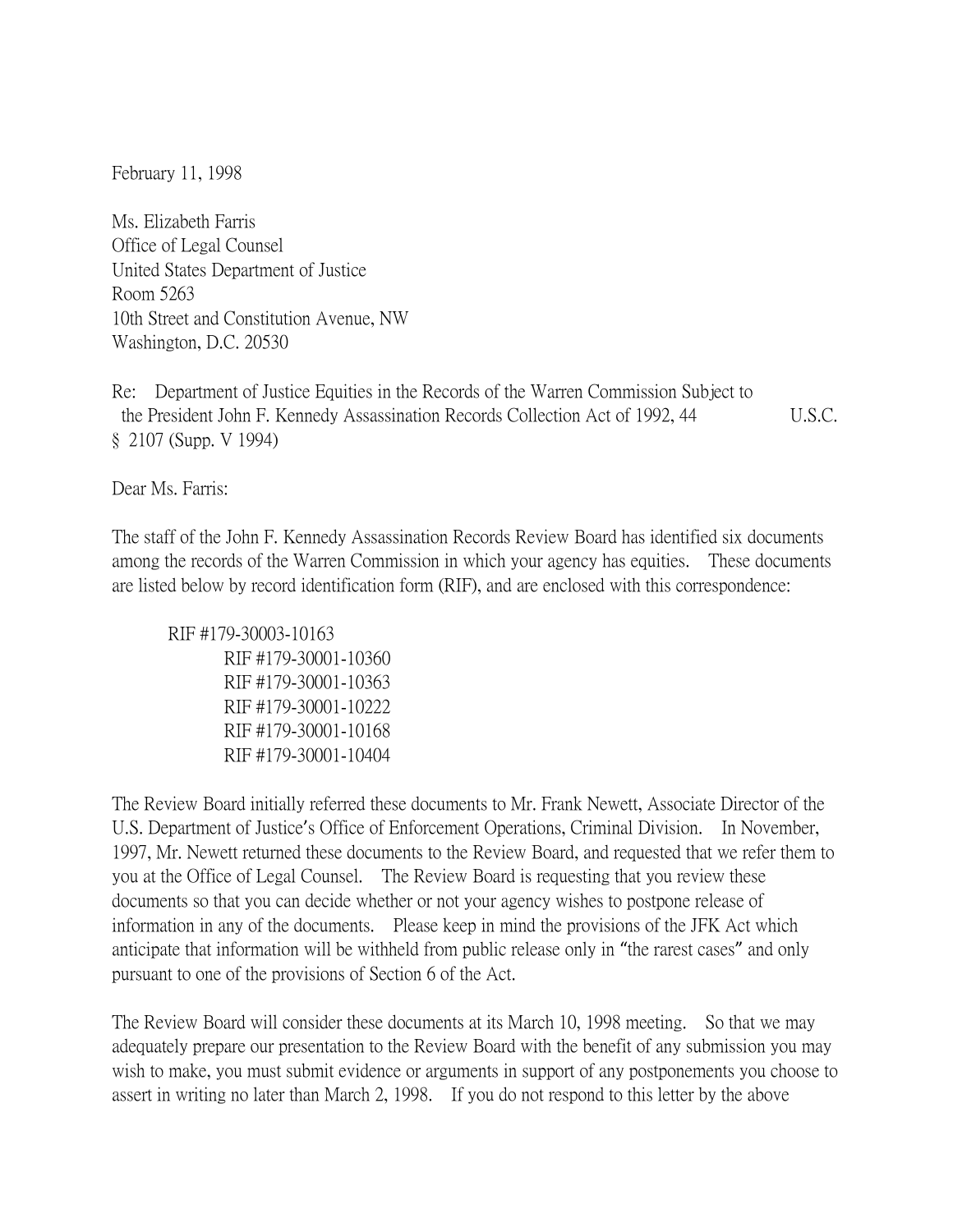February 11, 1998

Ms. Elizabeth Farris
Office of Legal Counsel
United States Department of Justice
Room 5263
10th Street and Constitution Avenue, NW
Washington, D.C. 20530

Re: Department of Justice Equities in the Records of the Warren Commission Subject to the President John F. Kennedy Assassination Records Collection Act of 1992, 44 U.S.C. § 2107 (Supp. V 1994)

Dear Ms. Farris:

The staff of the John F. Kennedy Assassination Records Review Board has identified six documents among the records of the Warren Commission in which your agency has equities. These documents are listed below by record identification form (RIF), and are enclosed with this correspondence:

RIF #179-30003-10163
RIF #179-30001-10360
RIF #179-30001-10363
RIF #179-30001-10222
RIF #179-30001-10168
RIF #179-30001-10404

The Review Board initially referred these documents to Mr. Frank Newett, Associate Director of the U.S. Department of Justice's Office of Enforcement Operations, Criminal Division. In November, 1997, Mr. Newett returned these documents to the Review Board, and requested that we refer them to you at the Office of Legal Counsel. The Review Board is requesting that you review these documents so that you can decide whether or not your agency wishes to postpone release of information in any of the documents. Please keep in mind the provisions of the JFK Act which anticipate that information will be withheld from public release only in "the rarest cases" and only pursuant to one of the provisions of Section 6 of the Act.

The Review Board will consider these documents at its March 10, 1998 meeting. So that we may adequately prepare our presentation to the Review Board with the benefit of any submission you may wish to make, you must submit evidence or arguments in support of any postponements you choose to assert in writing no later than March 2, 1998. If you do not respond to this letter by the above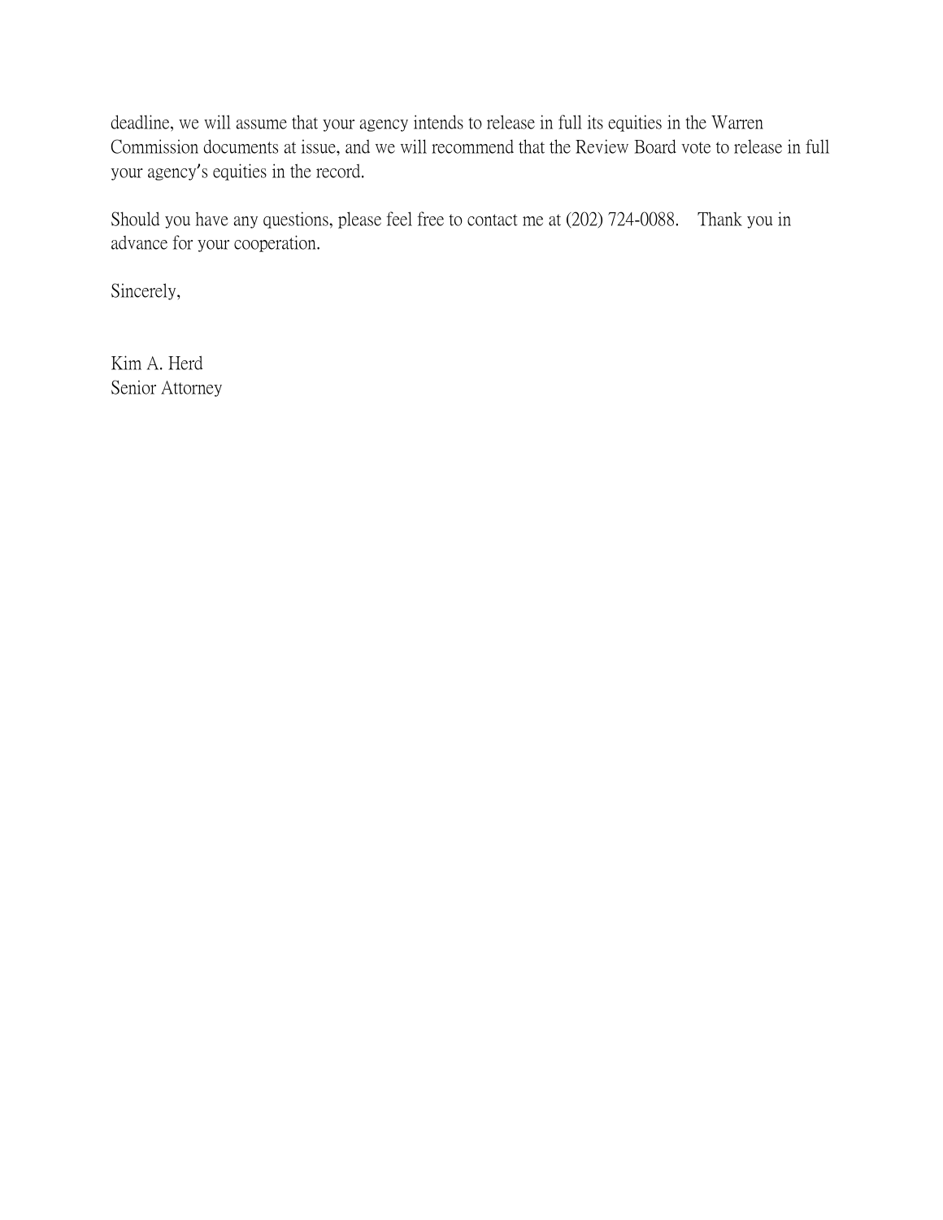deadline, we will assume that your agency intends to release in full its equities in the Warren Commission documents at issue, and we will recommend that the Review Board vote to release in full your agency's equities in the record.

Should you have any questions, please feel free to contact me at (202) 724-0088. Thank you in advance for your cooperation.

Sincerely,

Kim A. Herd
Senior Attorney